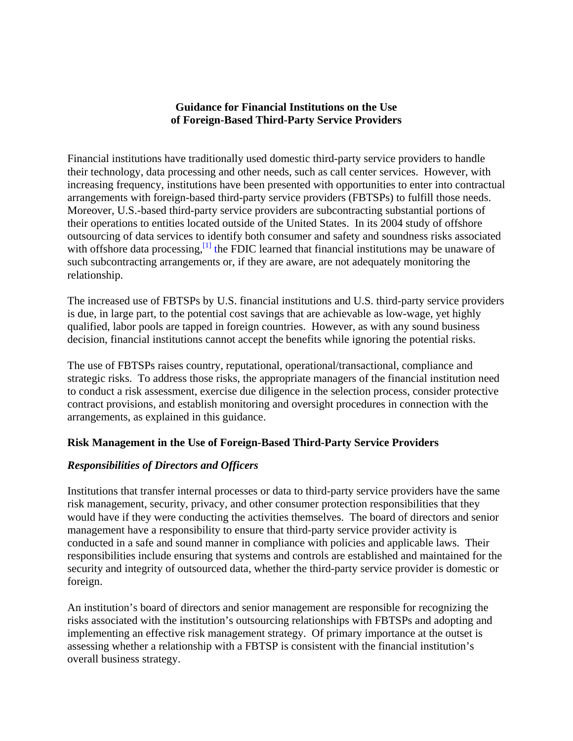# Guidance for Financial Institutions on the Use of Foreign-Based Third-Party Service Providers

Financial institutions have traditionally used domestic third-party service providers to handle their technology, data processing and other needs, such as call center services. However, with increasing frequency, institutions have been presented with opportunities to enter into contractual arrangements with foreign-based third-party service providers (FBTSPs) to fulfill those needs. Moreover, U.S.-based third-party service providers are subcontracting substantial portions of their operations to entities located outside of the United States. In its 2004 study of offshore outsourcing of data services to identify both consumer and safety and soundness risks associated with offshore data processing,[1] the FDIC learned that financial institutions may be unaware of such subcontracting arrangements or, if they are aware, are not adequately monitoring the relationship.

The increased use of FBTSPs by U.S. financial institutions and U.S. third-party service providers is due, in large part, to the potential cost savings that are achievable as low-wage, yet highly qualified, labor pools are tapped in foreign countries. However, as with any sound business decision, financial institutions cannot accept the benefits while ignoring the potential risks.

The use of FBTSPs raises country, reputational, operational/transactional, compliance and strategic risks. To address those risks, the appropriate managers of the financial institution need to conduct a risk assessment, exercise due diligence in the selection process, consider protective contract provisions, and establish monitoring and oversight procedures in connection with the arrangements, as explained in this guidance.

## Risk Management in the Use of Foreign-Based Third-Party Service Providers

### *Responsibilities of Directors and Officers*

Institutions that transfer internal processes or data to third-party service providers have the same risk management, security, privacy, and other consumer protection responsibilities that they would have if they were conducting the activities themselves. The board of directors and senior management have a responsibility to ensure that third-party service provider activity is conducted in a safe and sound manner in compliance with policies and applicable laws. Their responsibilities include ensuring that systems and controls are established and maintained for the security and integrity of outsourced data, whether the third-party service provider is domestic or foreign.

An institution's board of directors and senior management are responsible for recognizing the risks associated with the institution's outsourcing relationships with FBTSPs and adopting and implementing an effective risk management strategy. Of primary importance at the outset is assessing whether a relationship with a FBTSP is consistent with the financial institution's overall business strategy.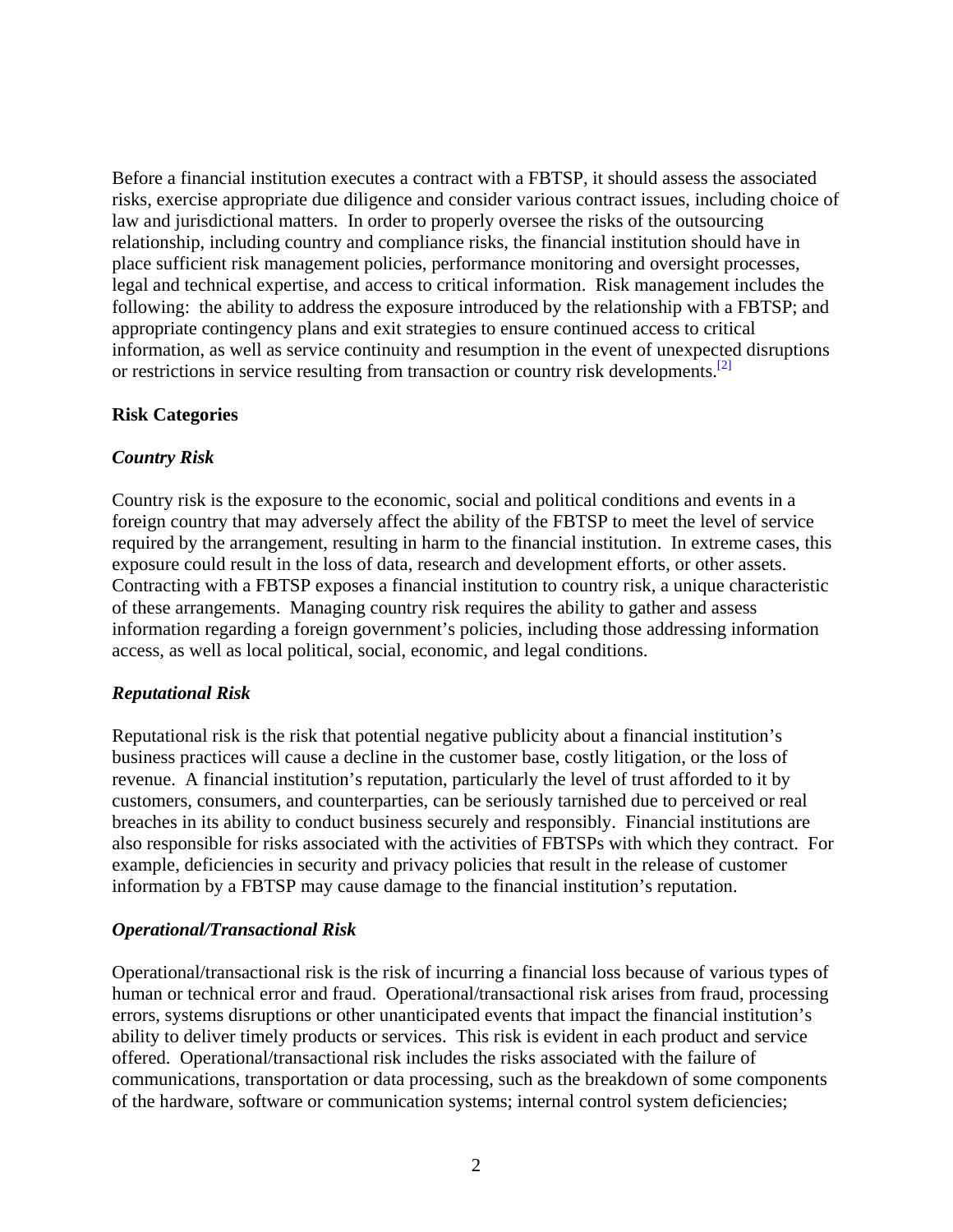Before a financial institution executes a contract with a FBTSP, it should assess the associated risks, exercise appropriate due diligence and consider various contract issues, including choice of law and jurisdictional matters. In order to properly oversee the risks of the outsourcing relationship, including country and compliance risks, the financial institution should have in place sufficient risk management policies, performance monitoring and oversight processes, legal and technical expertise, and access to critical information. Risk management includes the following: the ability to address the exposure introduced by the relationship with a FBTSP; and appropriate contingency plans and exit strategies to ensure continued access to critical information, as well as service continuity and resumption in the event of unexpected disruptions or restrictions in service resulting from transaction or country risk developments.[2]

**Risk Categories**

***Country Risk***

Country risk is the exposure to the economic, social and political conditions and events in a foreign country that may adversely affect the ability of the FBTSP to meet the level of service required by the arrangement, resulting in harm to the financial institution. In extreme cases, this exposure could result in the loss of data, research and development efforts, or other assets. Contracting with a FBTSP exposes a financial institution to country risk, a unique characteristic of these arrangements. Managing country risk requires the ability to gather and assess information regarding a foreign government's policies, including those addressing information access, as well as local political, social, economic, and legal conditions.

***Reputational Risk***

Reputational risk is the risk that potential negative publicity about a financial institution's business practices will cause a decline in the customer base, costly litigation, or the loss of revenue. A financial institution's reputation, particularly the level of trust afforded to it by customers, consumers, and counterparties, can be seriously tarnished due to perceived or real breaches in its ability to conduct business securely and responsibly. Financial institutions are also responsible for risks associated with the activities of FBTSPs with which they contract. For example, deficiencies in security and privacy policies that result in the release of customer information by a FBTSP may cause damage to the financial institution's reputation.

***Operational/Transactional Risk***

Operational/transactional risk is the risk of incurring a financial loss because of various types of human or technical error and fraud. Operational/transactional risk arises from fraud, processing errors, systems disruptions or other unanticipated events that impact the financial institution's ability to deliver timely products or services. This risk is evident in each product and service offered. Operational/transactional risk includes the risks associated with the failure of communications, transportation or data processing, such as the breakdown of some components of the hardware, software or communication systems; internal control system deficiencies;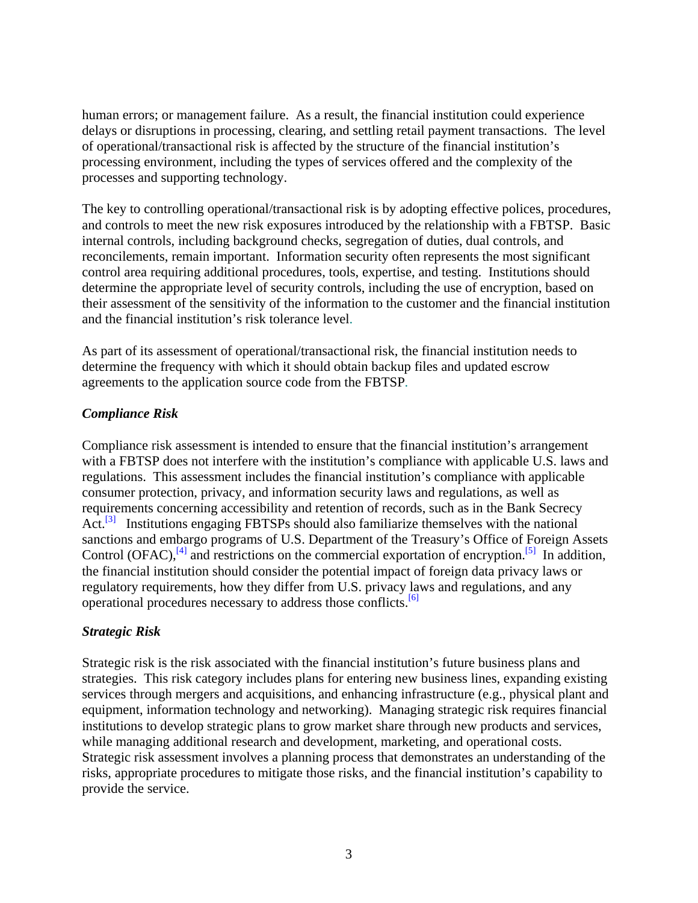human errors; or management failure. As a result, the financial institution could experience delays or disruptions in processing, clearing, and settling retail payment transactions. The level of operational/transactional risk is affected by the structure of the financial institution's processing environment, including the types of services offered and the complexity of the processes and supporting technology.

The key to controlling operational/transactional risk is by adopting effective polices, procedures, and controls to meet the new risk exposures introduced by the relationship with a FBTSP. Basic internal controls, including background checks, segregation of duties, dual controls, and reconcilements, remain important. Information security often represents the most significant control area requiring additional procedures, tools, expertise, and testing. Institutions should determine the appropriate level of security controls, including the use of encryption, based on their assessment of the sensitivity of the information to the customer and the financial institution and the financial institution's risk tolerance level.

As part of its assessment of operational/transactional risk, the financial institution needs to determine the frequency with which it should obtain backup files and updated escrow agreements to the application source code from the FBTSP.

### *Compliance Risk*

Compliance risk assessment is intended to ensure that the financial institution's arrangement with a FBTSP does not interfere with the institution's compliance with applicable U.S. laws and regulations. This assessment includes the financial institution's compliance with applicable consumer protection, privacy, and information security laws and regulations, as well as requirements concerning accessibility and retention of records, such as in the Bank Secrecy Act.[3] Institutions engaging FBTSPs should also familiarize themselves with the national sanctions and embargo programs of U.S. Department of the Treasury's Office of Foreign Assets Control (OFAC),[4] and restrictions on the commercial exportation of encryption.[5] In addition, the financial institution should consider the potential impact of foreign data privacy laws or regulatory requirements, how they differ from U.S. privacy laws and regulations, and any operational procedures necessary to address those conflicts.[6]

### *Strategic Risk*

Strategic risk is the risk associated with the financial institution's future business plans and strategies. This risk category includes plans for entering new business lines, expanding existing services through mergers and acquisitions, and enhancing infrastructure (e.g., physical plant and equipment, information technology and networking). Managing strategic risk requires financial institutions to develop strategic plans to grow market share through new products and services, while managing additional research and development, marketing, and operational costs. Strategic risk assessment involves a planning process that demonstrates an understanding of the risks, appropriate procedures to mitigate those risks, and the financial institution's capability to provide the service.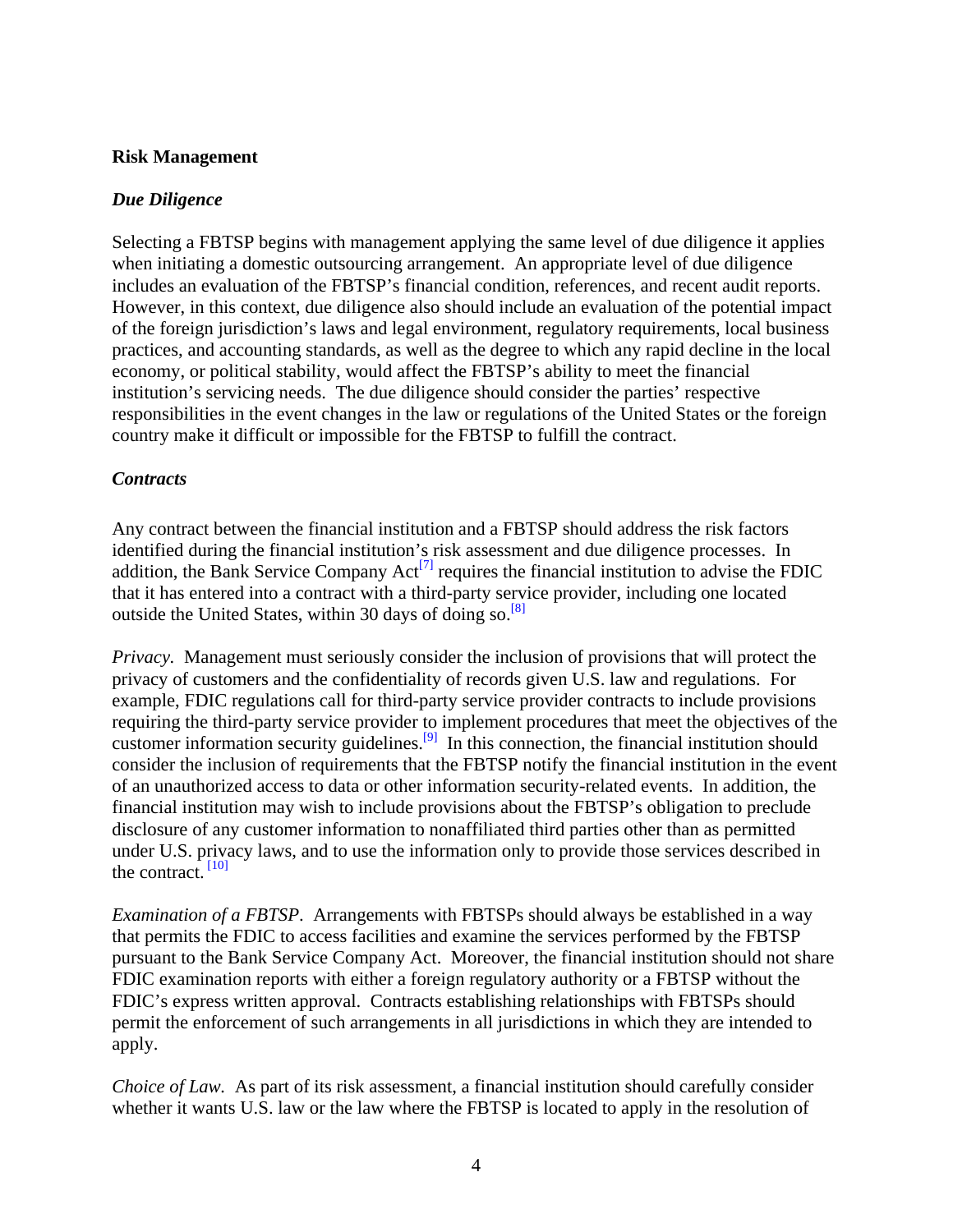**Risk Management**

***Due Diligence***

Selecting a FBTSP begins with management applying the same level of due diligence it applies when initiating a domestic outsourcing arrangement. An appropriate level of due diligence includes an evaluation of the FBTSP's financial condition, references, and recent audit reports. However, in this context, due diligence also should include an evaluation of the potential impact of the foreign jurisdiction's laws and legal environment, regulatory requirements, local business practices, and accounting standards, as well as the degree to which any rapid decline in the local economy, or political stability, would affect the FBTSP's ability to meet the financial institution's servicing needs. The due diligence should consider the parties' respective responsibilities in the event changes in the law or regulations of the United States or the foreign country make it difficult or impossible for the FBTSP to fulfill the contract.

***Contracts***

Any contract between the financial institution and a FBTSP should address the risk factors identified during the financial institution's risk assessment and due diligence processes. In addition, the Bank Service Company Act[7] requires the financial institution to advise the FDIC that it has entered into a contract with a third-party service provider, including one located outside the United States, within 30 days of doing so.[8]

*Privacy.* Management must seriously consider the inclusion of provisions that will protect the privacy of customers and the confidentiality of records given U.S. law and regulations. For example, FDIC regulations call for third-party service provider contracts to include provisions requiring the third-party service provider to implement procedures that meet the objectives of the customer information security guidelines.[9] In this connection, the financial institution should consider the inclusion of requirements that the FBTSP notify the financial institution in the event of an unauthorized access to data or other information security-related events. In addition, the financial institution may wish to include provisions about the FBTSP's obligation to preclude disclosure of any customer information to nonaffiliated third parties other than as permitted under U.S. privacy laws, and to use the information only to provide those services described in the contract.[10]

*Examination of a FBTSP*. Arrangements with FBTSPs should always be established in a way that permits the FDIC to access facilities and examine the services performed by the FBTSP pursuant to the Bank Service Company Act. Moreover, the financial institution should not share FDIC examination reports with either a foreign regulatory authority or a FBTSP without the FDIC's express written approval. Contracts establishing relationships with FBTSPs should permit the enforcement of such arrangements in all jurisdictions in which they are intended to apply.

*Choice of Law*. As part of its risk assessment, a financial institution should carefully consider whether it wants U.S. law or the law where the FBTSP is located to apply in the resolution of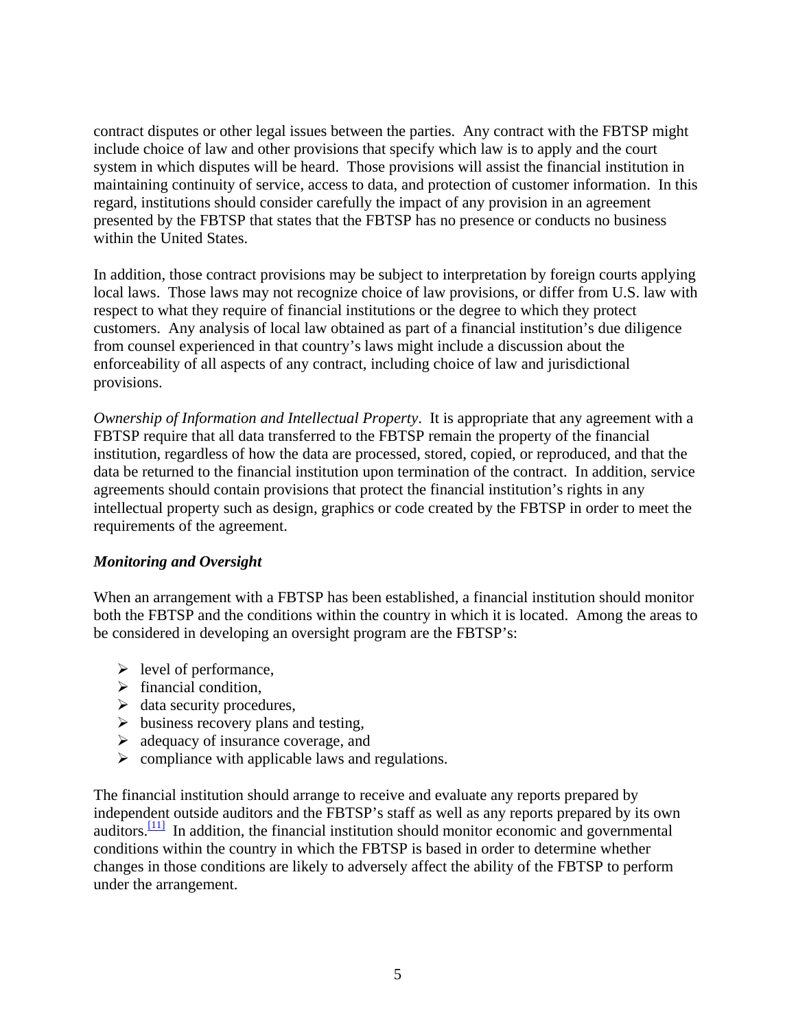contract disputes or other legal issues between the parties. Any contract with the FBTSP might include choice of law and other provisions that specify which law is to apply and the court system in which disputes will be heard. Those provisions will assist the financial institution in maintaining continuity of service, access to data, and protection of customer information. In this regard, institutions should consider carefully the impact of any provision in an agreement presented by the FBTSP that states that the FBTSP has no presence or conducts no business within the United States.

In addition, those contract provisions may be subject to interpretation by foreign courts applying local laws. Those laws may not recognize choice of law provisions, or differ from U.S. law with respect to what they require of financial institutions or the degree to which they protect customers. Any analysis of local law obtained as part of a financial institution's due diligence from counsel experienced in that country's laws might include a discussion about the enforceability of all aspects of any contract, including choice of law and jurisdictional provisions.

*Ownership of Information and Intellectual Property*. It is appropriate that any agreement with a FBTSP require that all data transferred to the FBTSP remain the property of the financial institution, regardless of how the data are processed, stored, copied, or reproduced, and that the data be returned to the financial institution upon termination of the contract. In addition, service agreements should contain provisions that protect the financial institution's rights in any intellectual property such as design, graphics or code created by the FBTSP in order to meet the requirements of the agreement.

***Monitoring and Oversight***

When an arrangement with a FBTSP has been established, a financial institution should monitor both the FBTSP and the conditions within the country in which it is located. Among the areas to be considered in developing an oversight program are the FBTSP's:

- level of performance,
- financial condition,
- data security procedures,
- business recovery plans and testing,
- adequacy of insurance coverage, and
- compliance with applicable laws and regulations.

The financial institution should arrange to receive and evaluate any reports prepared by independent outside auditors and the FBTSP's staff as well as any reports prepared by its own auditors.[11] In addition, the financial institution should monitor economic and governmental conditions within the country in which the FBTSP is based in order to determine whether changes in those conditions are likely to adversely affect the ability of the FBTSP to perform under the arrangement.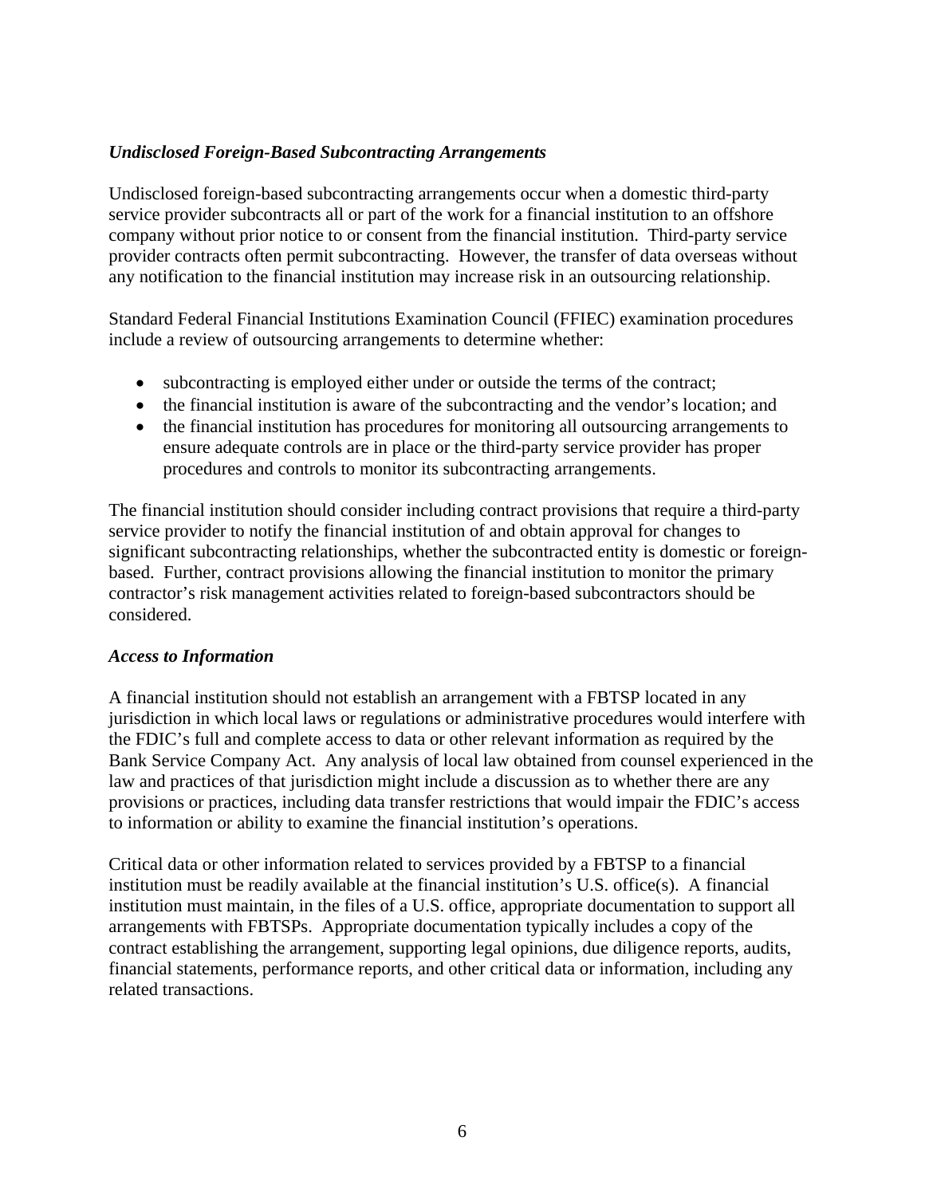### *Undisclosed Foreign-Based Subcontracting Arrangements*

Undisclosed foreign-based subcontracting arrangements occur when a domestic third-party service provider subcontracts all or part of the work for a financial institution to an offshore company without prior notice to or consent from the financial institution. Third-party service provider contracts often permit subcontracting. However, the transfer of data overseas without any notification to the financial institution may increase risk in an outsourcing relationship.

Standard Federal Financial Institutions Examination Council (FFIEC) examination procedures include a review of outsourcing arrangements to determine whether:

- subcontracting is employed either under or outside the terms of the contract;
- the financial institution is aware of the subcontracting and the vendor's location; and
- the financial institution has procedures for monitoring all outsourcing arrangements to ensure adequate controls are in place or the third-party service provider has proper procedures and controls to monitor its subcontracting arrangements.

The financial institution should consider including contract provisions that require a third-party service provider to notify the financial institution of and obtain approval for changes to significant subcontracting relationships, whether the subcontracted entity is domestic or foreign-based. Further, contract provisions allowing the financial institution to monitor the primary contractor's risk management activities related to foreign-based subcontractors should be considered.

### *Access to Information*

A financial institution should not establish an arrangement with a FBTSP located in any jurisdiction in which local laws or regulations or administrative procedures would interfere with the FDIC's full and complete access to data or other relevant information as required by the Bank Service Company Act. Any analysis of local law obtained from counsel experienced in the law and practices of that jurisdiction might include a discussion as to whether there are any provisions or practices, including data transfer restrictions that would impair the FDIC's access to information or ability to examine the financial institution's operations.

Critical data or other information related to services provided by a FBTSP to a financial institution must be readily available at the financial institution's U.S. office(s). A financial institution must maintain, in the files of a U.S. office, appropriate documentation to support all arrangements with FBTSPs. Appropriate documentation typically includes a copy of the contract establishing the arrangement, supporting legal opinions, due diligence reports, audits, financial statements, performance reports, and other critical data or information, including any related transactions.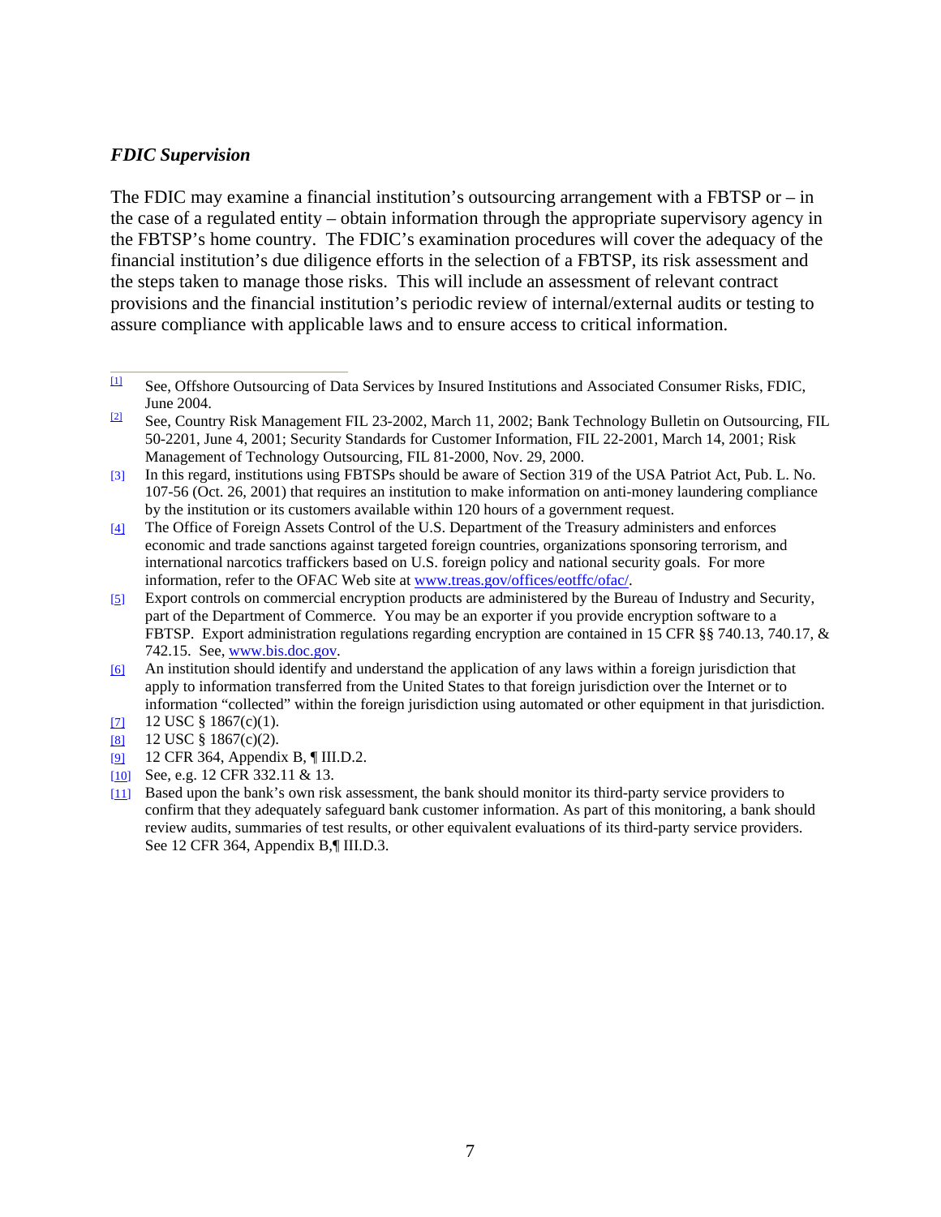### *FDIC Supervision*

The FDIC may examine a financial institution's outsourcing arrangement with a FBTSP or – in the case of a regulated entity – obtain information through the appropriate supervisory agency in the FBTSP's home country. The FDIC's examination procedures will cover the adequacy of the financial institution's due diligence efforts in the selection of a FBTSP, its risk assessment and the steps taken to manage those risks. This will include an assessment of relevant contract provisions and the financial institution's periodic review of internal/external audits or testing to assure compliance with applicable laws and to ensure access to critical information.

---

[1] See, Offshore Outsourcing of Data Services by Insured Institutions and Associated Consumer Risks, FDIC, June 2004.

[2] See, Country Risk Management FIL 23-2002, March 11, 2002; Bank Technology Bulletin on Outsourcing, FIL 50-2201, June 4, 2001; Security Standards for Customer Information, FIL 22-2001, March 14, 2001; Risk Management of Technology Outsourcing, FIL 81-2000, Nov. 29, 2000.

[3] In this regard, institutions using FBTSPs should be aware of Section 319 of the USA Patriot Act, Pub. L. No. 107-56 (Oct. 26, 2001) that requires an institution to make information on anti-money laundering compliance by the institution or its customers available within 120 hours of a government request.

[4] The Office of Foreign Assets Control of the U.S. Department of the Treasury administers and enforces economic and trade sanctions against targeted foreign countries, organizations sponsoring terrorism, and international narcotics traffickers based on U.S. foreign policy and national security goals. For more information, refer to the OFAC Web site at www.treas.gov/offices/eotffc/ofac/.

[5] Export controls on commercial encryption products are administered by the Bureau of Industry and Security, part of the Department of Commerce. You may be an exporter if you provide encryption software to a FBTSP. Export administration regulations regarding encryption are contained in 15 CFR §§ 740.13, 740.17, & 742.15. See, www.bis.doc.gov.

[6] An institution should identify and understand the application of any laws within a foreign jurisdiction that apply to information transferred from the United States to that foreign jurisdiction over the Internet or to information "collected" within the foreign jurisdiction using automated or other equipment in that jurisdiction.

[7] 12 USC § 1867(c)(1).

[8] 12 USC § 1867(c)(2).

[9] 12 CFR 364, Appendix B, ¶ III.D.2.

[10] See, e.g. 12 CFR 332.11 & 13.

[11] Based upon the bank's own risk assessment, the bank should monitor its third-party service providers to confirm that they adequately safeguard bank customer information. As part of this monitoring, a bank should review audits, summaries of test results, or other equivalent evaluations of its third-party service providers. See 12 CFR 364, Appendix B,¶ III.D.3.